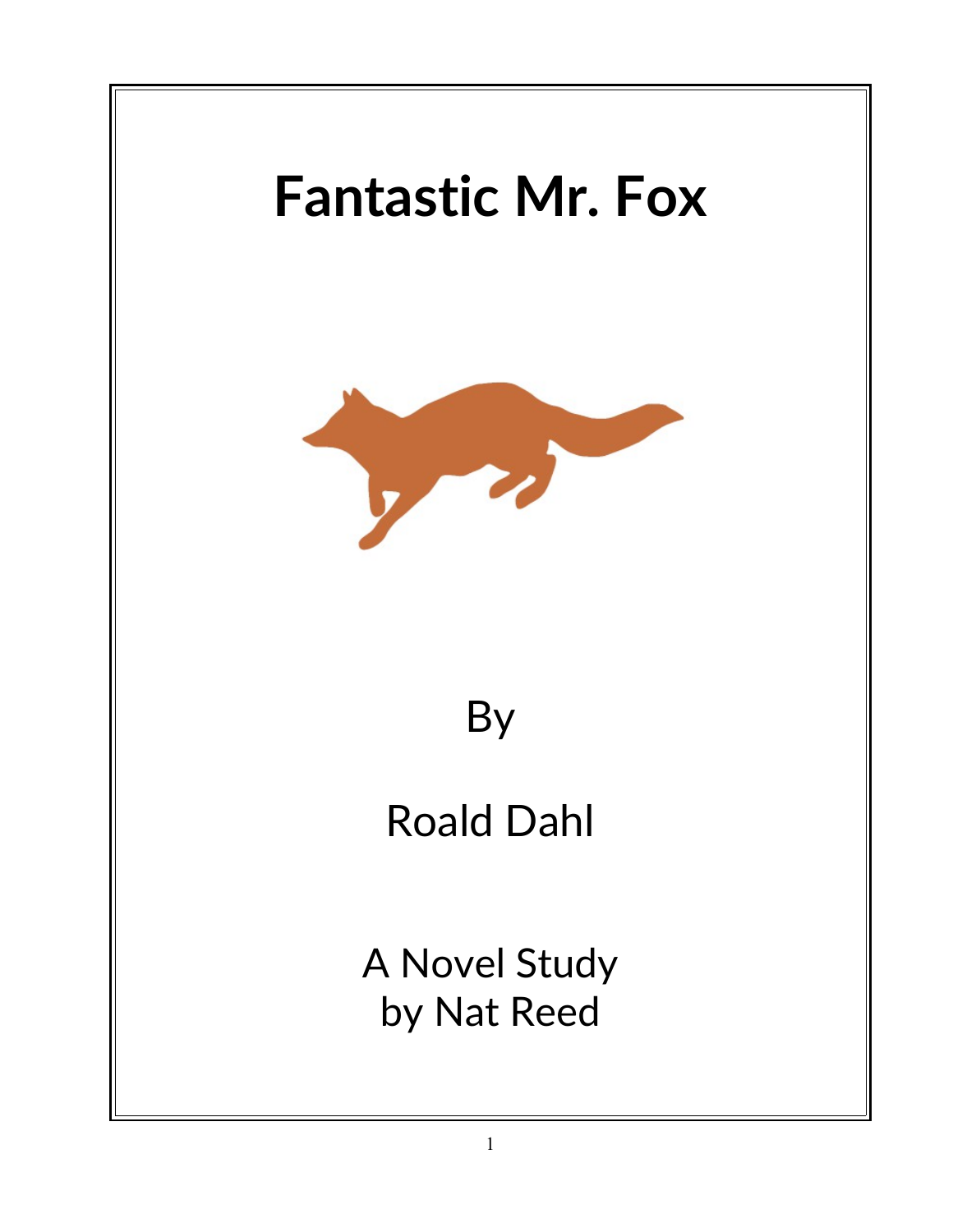# Fantastic Mr. Fox

By

Roald Dahl

A Novel Study
by Nat Reed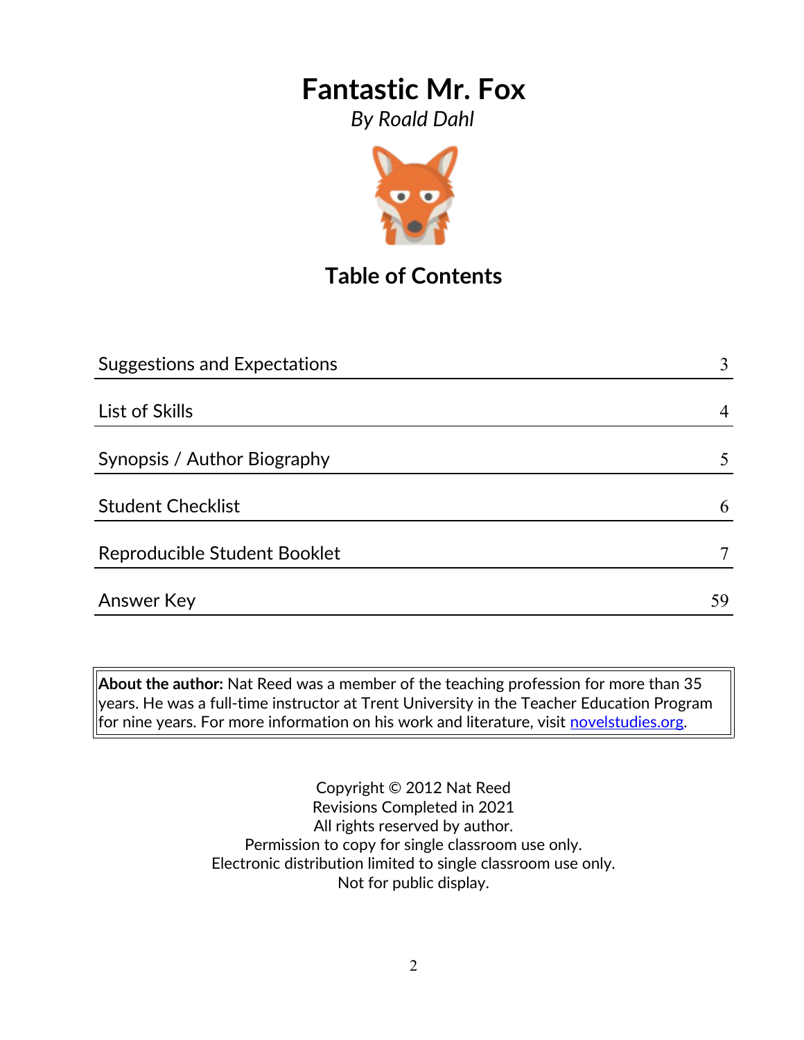# Fantastic Mr. Fox

*By Roald Dahl*

## Table of Contents

| | |
|---|---|
| Suggestions and Expectations | 3 |
| List of Skills | 4 |
| Synopsis / Author Biography | 5 |
| Student Checklist | 6 |
| Reproducible Student Booklet | 7 |
| Answer Key | 59 |

**About the author:** Nat Reed was a member of the teaching profession for more than 35 years. He was a full-time instructor at Trent University in the Teacher Education Program for nine years. For more information on his work and literature, visit novelstudies.org.

Copyright © 2012 Nat Reed
Revisions Completed in 2021
All rights reserved by author.
Permission to copy for single classroom use only.
Electronic distribution limited to single classroom use only.
Not for public display.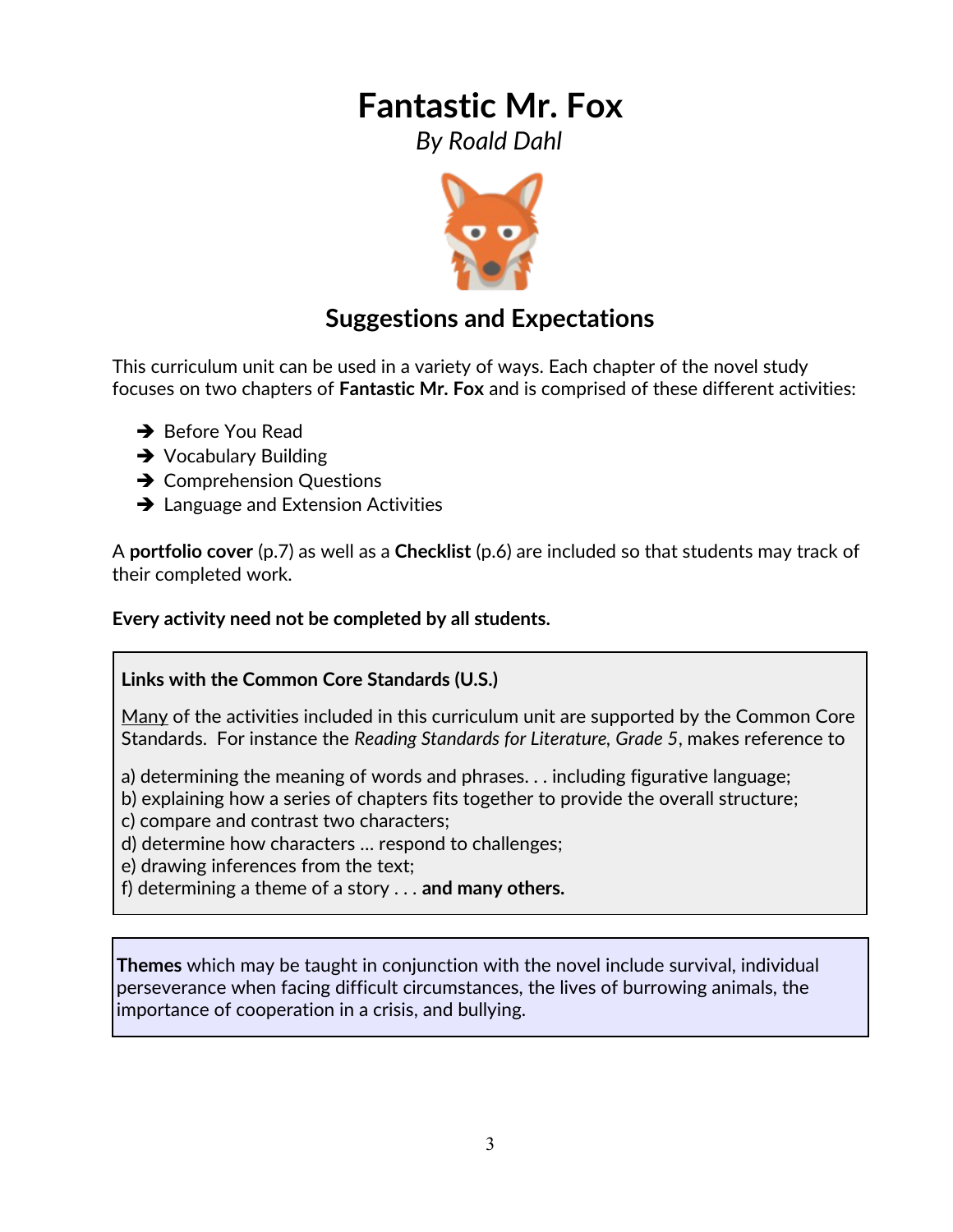# Fantastic Mr. Fox

*By Roald Dahl*

## Suggestions and Expectations

This curriculum unit can be used in a variety of ways. Each chapter of the novel study focuses on two chapters of **Fantastic Mr. Fox** and is comprised of these different activities:

- ➔ Before You Read
- ➔ Vocabulary Building
- ➔ Comprehension Questions
- ➔ Language and Extension Activities

A **portfolio cover** (p.7) as well as a **Checklist** (p.6) are included so that students may track of their completed work.

**Every activity need not be completed by all students.**

**Links with the Common Core Standards (U.S.)**

<u>Many</u> of the activities included in this curriculum unit are supported by the Common Core Standards. For instance the *Reading Standards for Literature, Grade 5*, makes reference to

a) determining the meaning of words and phrases. . . including figurative language;
b) explaining how a series of chapters fits together to provide the overall structure;
c) compare and contrast two characters;
d) determine how characters … respond to challenges;
e) drawing inferences from the text;
f) determining a theme of a story . . . **and many others.**

**Themes** which may be taught in conjunction with the novel include survival, individual perseverance when facing difficult circumstances, the lives of burrowing animals, the importance of cooperation in a crisis, and bullying.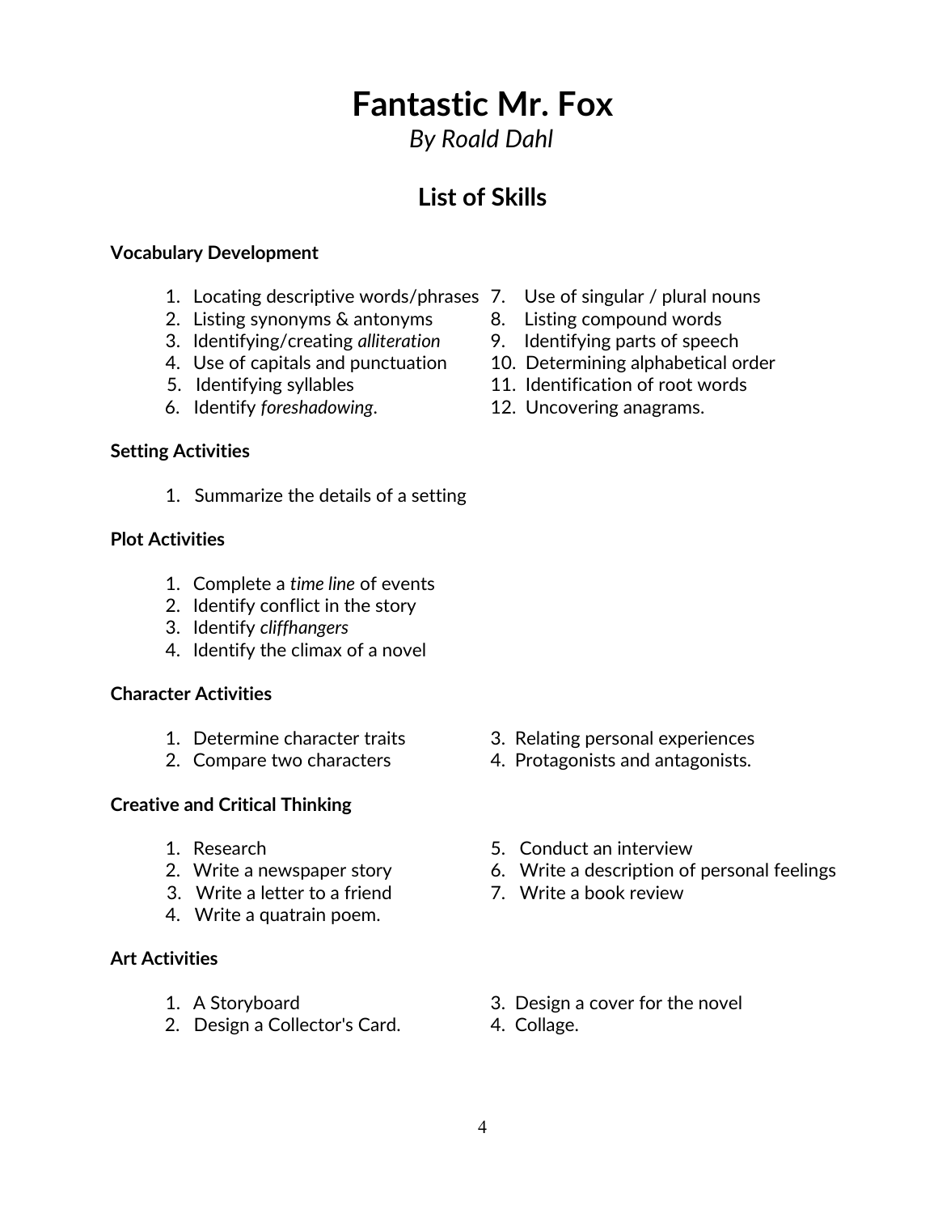# Fantastic Mr. Fox

*By Roald Dahl*

## List of Skills

**Vocabulary Development**

1. Locating descriptive words/phrases
2. Listing synonyms & antonyms
3. Identifying/creating *alliteration*
4. Use of capitals and punctuation
5. Identifying syllables
6. Identify *foreshadowing*.
7. Use of singular / plural nouns
8. Listing compound words
9. Identifying parts of speech
10. Determining alphabetical order
11. Identification of root words
12. Uncovering anagrams.

**Setting Activities**

1. Summarize the details of a setting

**Plot Activities**

1. Complete a *time line* of events
2. Identify conflict in the story
3. Identify *cliffhangers*
4. Identify the climax of a novel

**Character Activities**

1. Determine character traits
2. Compare two characters
3. Relating personal experiences
4. Protagonists and antagonists.

**Creative and Critical Thinking**

1. Research
2. Write a newspaper story
3. Write a letter to a friend
4. Write a quatrain poem.
5. Conduct an interview
6. Write a description of personal feelings
7. Write a book review

**Art Activities**

1. A Storyboard
2. Design a Collector's Card.
3. Design a cover for the novel
4. Collage.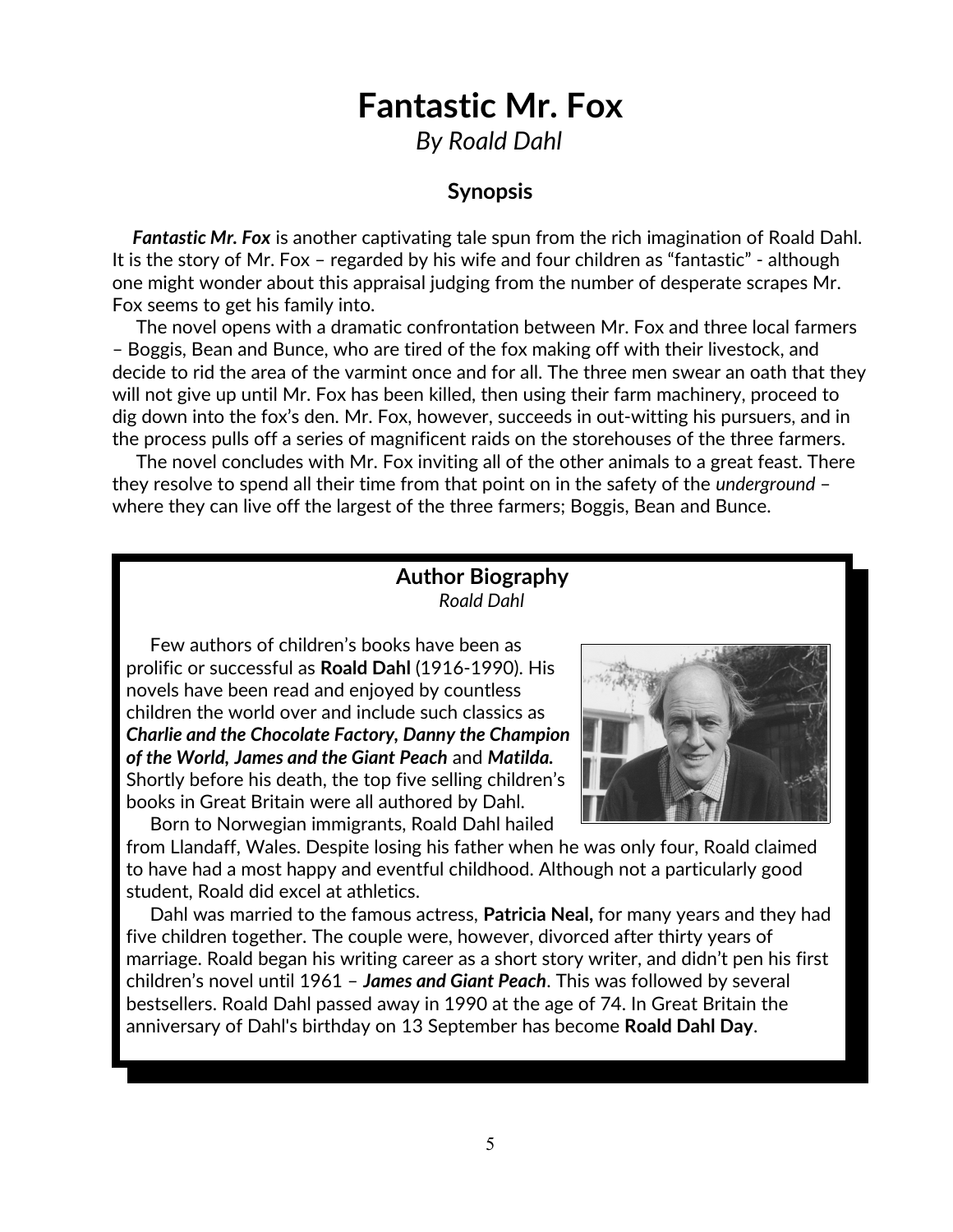# Fantastic Mr. Fox

*By Roald Dahl*

## Synopsis

***Fantastic Mr. Fox*** is another captivating tale spun from the rich imagination of Roald Dahl. It is the story of Mr. Fox – regarded by his wife and four children as "fantastic" - although one might wonder about this appraisal judging from the number of desperate scrapes Mr. Fox seems to get his family into.

The novel opens with a dramatic confrontation between Mr. Fox and three local farmers – Boggis, Bean and Bunce, who are tired of the fox making off with their livestock, and decide to rid the area of the varmint once and for all. The three men swear an oath that they will not give up until Mr. Fox has been killed, then using their farm machinery, proceed to dig down into the fox's den. Mr. Fox, however, succeeds in out-witting his pursuers, and in the process pulls off a series of magnificent raids on the storehouses of the three farmers.

The novel concludes with Mr. Fox inviting all of the other animals to a great feast. There they resolve to spend all their time from that point on in the safety of the *underground* – where they can live off the largest of the three farmers; Boggis, Bean and Bunce.

## Author Biography

*Roald Dahl*

Few authors of children's books have been as prolific or successful as **Roald Dahl** (1916-1990). His novels have been read and enjoyed by countless children the world over and include such classics as ***Charlie and the Chocolate Factory, Danny the Champion of the World, James and the Giant Peach*** and ***Matilda.*** Shortly before his death, the top five selling children's books in Great Britain were all authored by Dahl.

Born to Norwegian immigrants, Roald Dahl hailed from Llandaff, Wales. Despite losing his father when he was only four, Roald claimed to have had a most happy and eventful childhood. Although not a particularly good student, Roald did excel at athletics.

Dahl was married to the famous actress, **Patricia Neal,** for many years and they had five children together. The couple were, however, divorced after thirty years of marriage. Roald began his writing career as a short story writer, and didn't pen his first children's novel until 1961 – ***James and Giant Peach***. This was followed by several bestsellers. Roald Dahl passed away in 1990 at the age of 74. In Great Britain the anniversary of Dahl's birthday on 13 September has become **Roald Dahl Day**.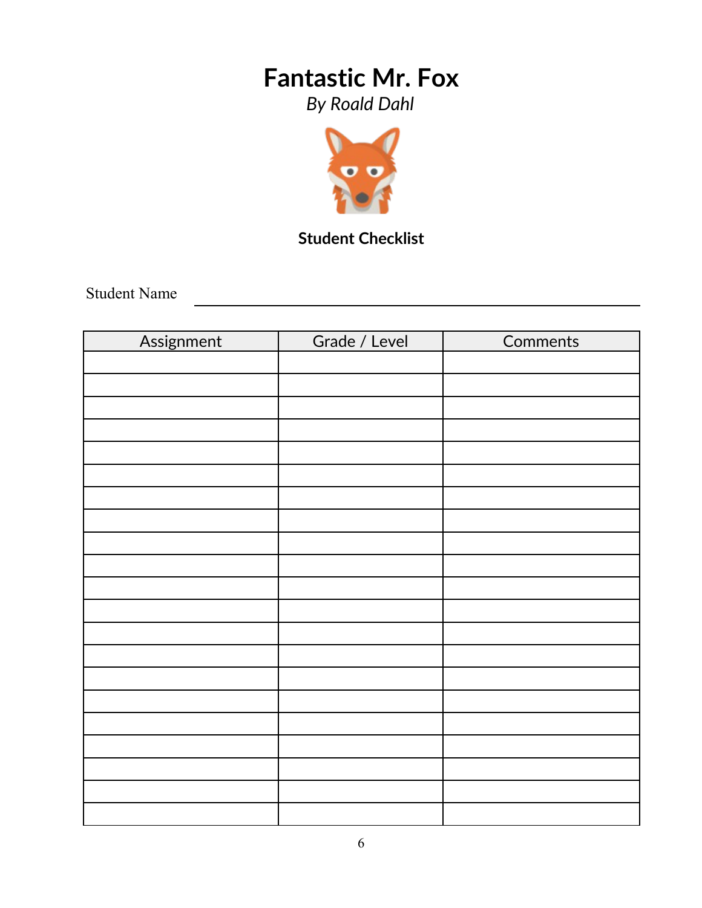# Fantastic Mr. Fox

*By Roald Dahl*

**Student Checklist**

Student Name ______________________________

| Assignment | Grade / Level | Comments |
|---|---|---|
| | | |
| | | |
| | | |
| | | |
| | | |
| | | |
| | | |
| | | |
| | | |
| | | |
| | | |
| | | |
| | | |
| | | |
| | | |
| | | |
| | | |
| | | |
| | | |
| | | |
| | | |
| | | |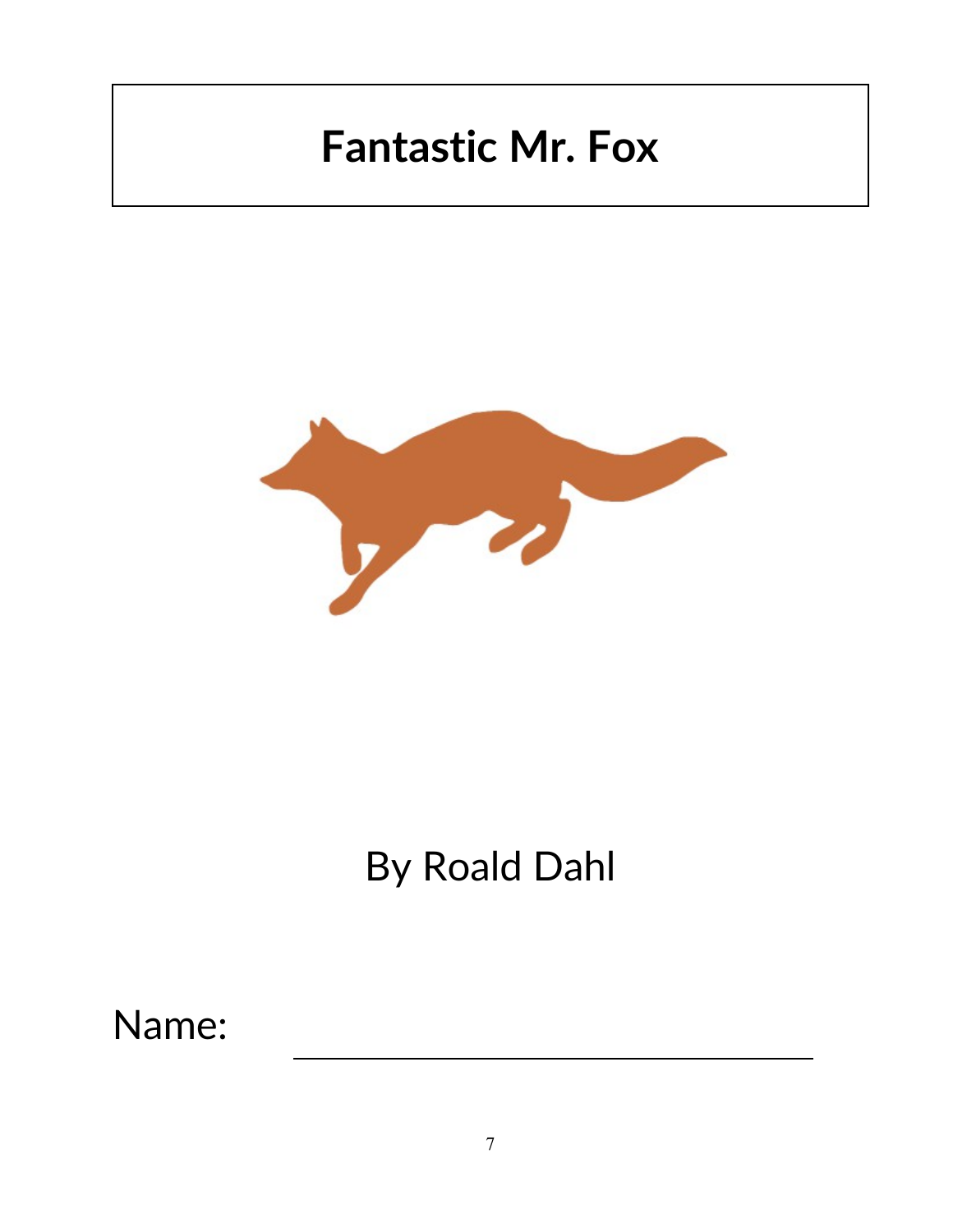# Fantastic Mr. Fox

By Roald Dahl

Name: ______________________________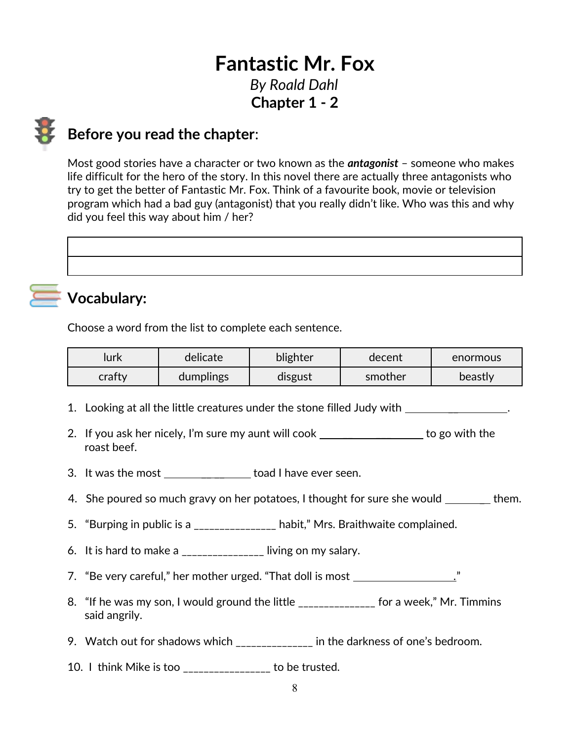# Fantastic Mr. Fox

*By Roald Dahl*

**Chapter 1 - 2**

## Before you read the chapter:

Most good stories have a character or two known as the ***antagonist*** – someone who makes life difficult for the hero of the story. In this novel there are actually three antagonists who try to get the better of Fantastic Mr. Fox. Think of a favourite book, movie or television program which had a bad guy (antagonist) that you really didn't like. Who was this and why did you feel this way about him / her?

| |
|---|
| |

## Vocabulary:

Choose a word from the list to complete each sentence.

| lurk | delicate | blighter | decent | enormous |
|---|---|---|---|---|
| crafty | dumplings | disgust | smother | beastly |

1. Looking at all the little creatures under the stone filled Judy with ____________________.
2. If you ask her nicely, I'm sure my aunt will cook ____________________ to go with the roast beef.
3. It was the most ________________ toad I have ever seen.
4. She poured so much gravy on her potatoes, I thought for sure she would ________ them.
5. "Burping in public is a _______________ habit," Mrs. Braithwaite complained.
6. It is hard to make a _______________ living on my salary.
7. "Be very careful," her mother urged. "That doll is most ____________________."
8. "If he was my son, I would ground the little ______________ for a week," Mr. Timmins said angrily.
9. Watch out for shadows which ______________ in the darkness of one's bedroom.
10. I think Mike is too ________________ to be trusted.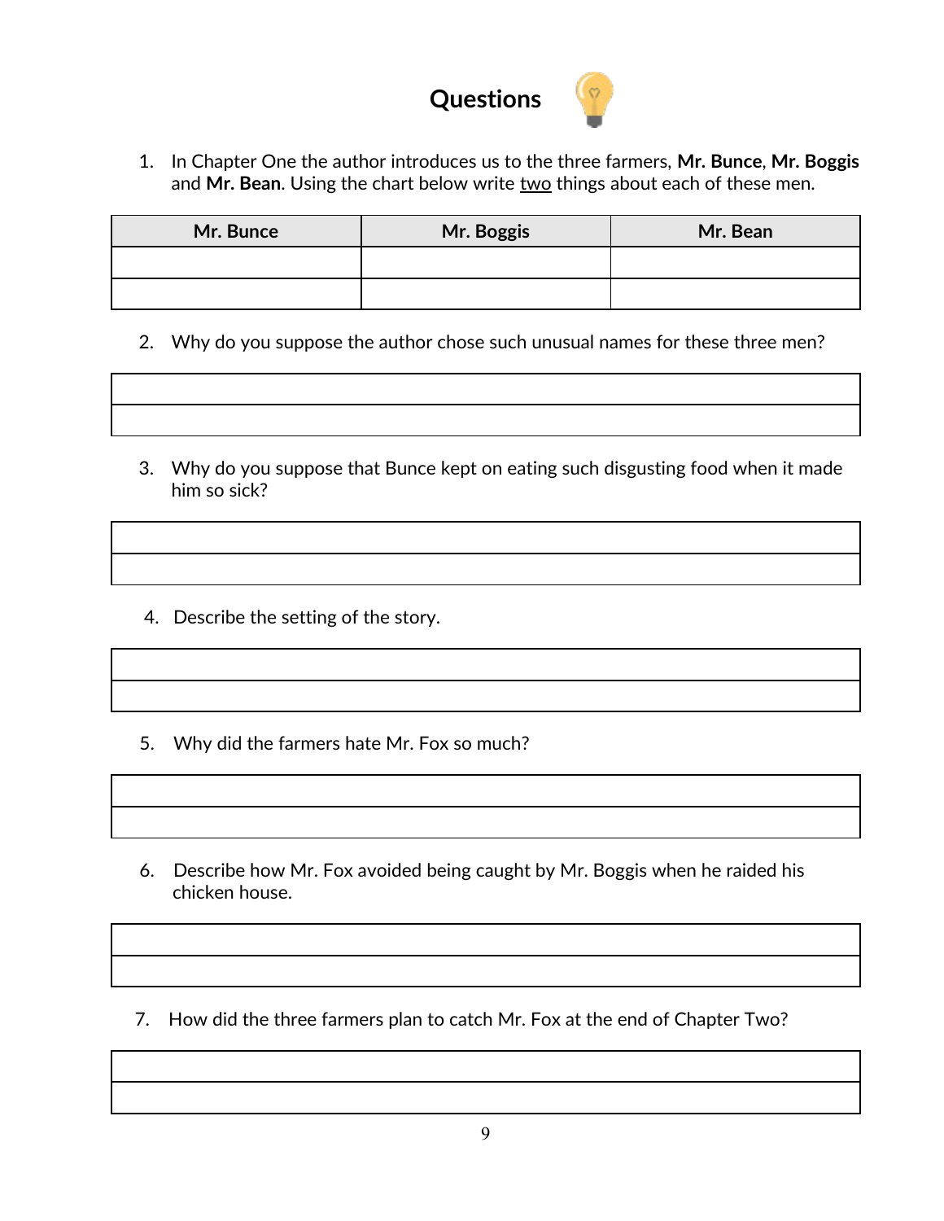# Questions

1. In Chapter One the author introduces us to the three farmers, **Mr. Bunce**, **Mr. Boggis** and **Mr. Bean**. Using the chart below write <u>two</u> things about each of these men.

| Mr. Bunce | Mr. Boggis | Mr. Bean |
| --- | --- | --- |
| | | |
| | | |

2. Why do you suppose the author chose such unusual names for these three men?

| |
| --- |
| |
| |

3. Why do you suppose that Bunce kept on eating such disgusting food when it made him so sick?

| |
| --- |
| |
| |

4. Describe the setting of the story.

| |
| --- |
| |
| |

5. Why did the farmers hate Mr. Fox so much?

| |
| --- |
| |
| |

6. Describe how Mr. Fox avoided being caught by Mr. Boggis when he raided his chicken house.

| |
| --- |
| |
| |

7. How did the three farmers plan to catch Mr. Fox at the end of Chapter Two?

| |
| --- |
| |
| |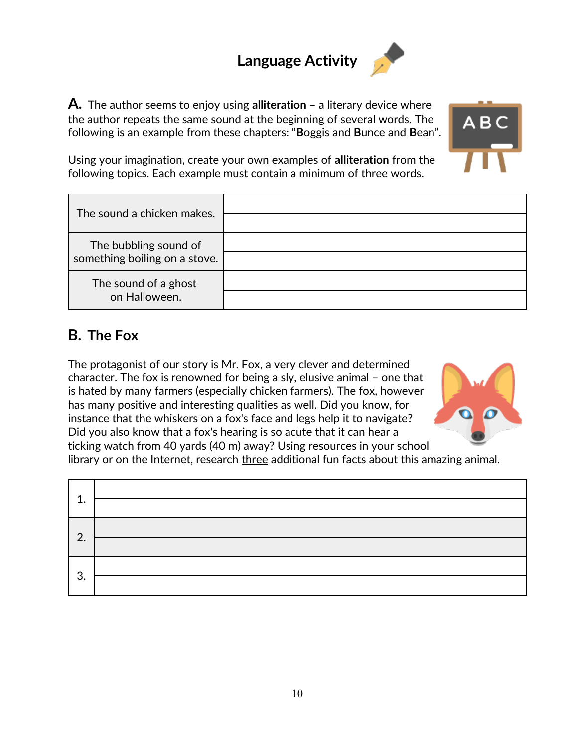# Language Activity

**A.** The author seems to enjoy using **alliteration –** a literary device where the author **r**epeats the same sound at the beginning of several words. The following is an example from these chapters: "**B**oggis and **B**unce and **B**ean".

Using your imagination, create your own examples of **alliteration** from the following topics. Each example must contain a minimum of three words.

| | |
|---|---|
| The sound a chicken makes. | |
| The bubbling sound of something boiling on a stove. | |
| The sound of a ghost on Halloween. | |

## B. The Fox

The protagonist of our story is Mr. Fox, a very clever and determined character. The fox is renowned for being a sly, elusive animal – one that is hated by many farmers (especially chicken farmers). The fox, however has many positive and interesting qualities as well. Did you know, for instance that the whiskers on a fox's face and legs help it to navigate? Did you also know that a fox's hearing is so acute that it can hear a ticking watch from 40 yards (40 m) away? Using resources in your school library or on the Internet, research <u>three</u> additional fun facts about this amazing animal.

| | |
|---|---|
| 1. | |
| 2. | |
| 3. | |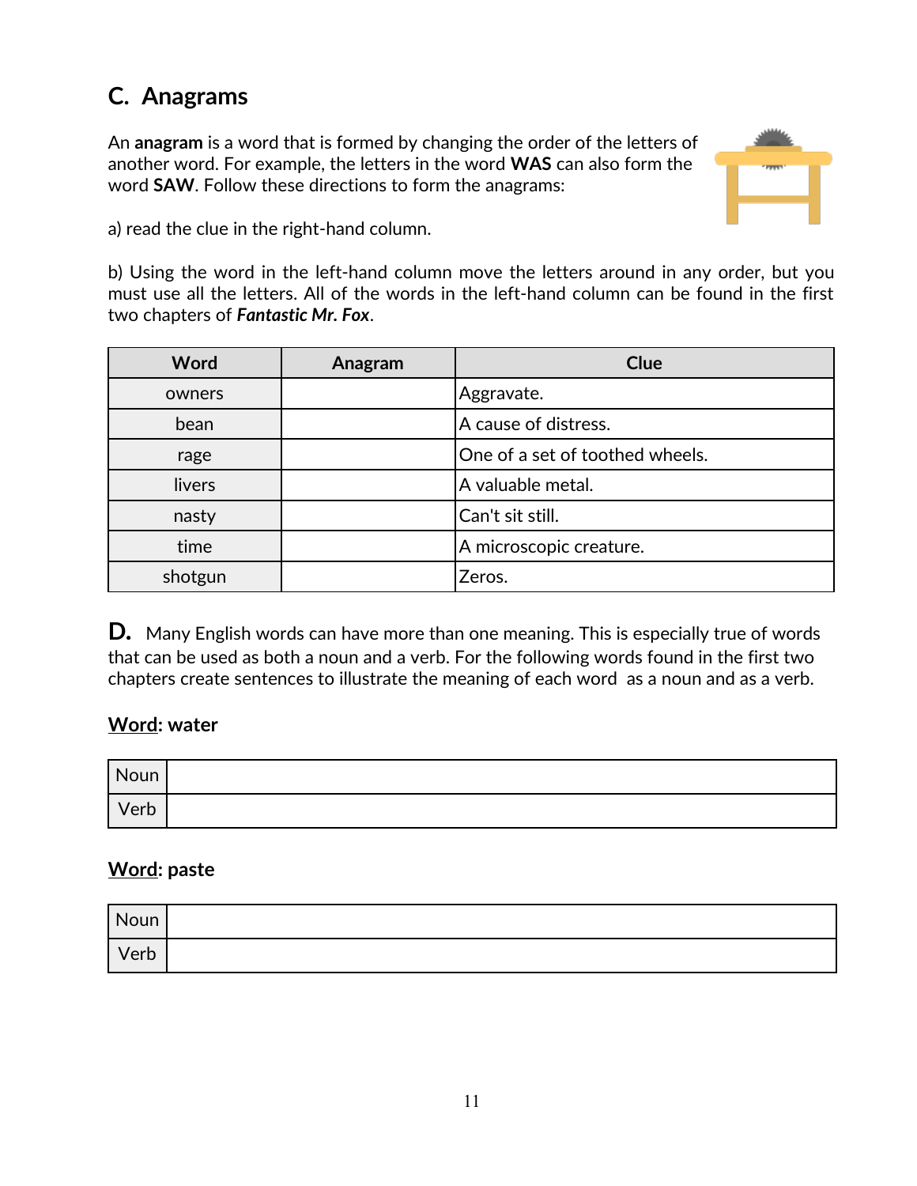## C. Anagrams

An **anagram** is a word that is formed by changing the order of the letters of another word. For example, the letters in the word **WAS** can also form the word **SAW**. Follow these directions to form the anagrams:

a) read the clue in the right-hand column.

b) Using the word in the left-hand column move the letters around in any order, but you must use all the letters. All of the words in the left-hand column can be found in the first two chapters of ***Fantastic Mr. Fox***.

| Word | Anagram | Clue |
| --- | --- | --- |
| owners | | Aggravate. |
| bean | | A cause of distress. |
| rage | | One of a set of toothed wheels. |
| livers | | A valuable metal. |
| nasty | | Can't sit still. |
| time | | A microscopic creature. |
| shotgun | | Zeros. |

**D.** Many English words can have more than one meaning. This is especially true of words that can be used as both a noun and a verb. For the following words found in the first two chapters create sentences to illustrate the meaning of each word as a noun and as a verb.

**<u>Word</u>: water**

| Noun | |
| --- | --- |
| Verb | |

**<u>Word</u>: paste**

| Noun | |
| --- | --- |
| Verb | |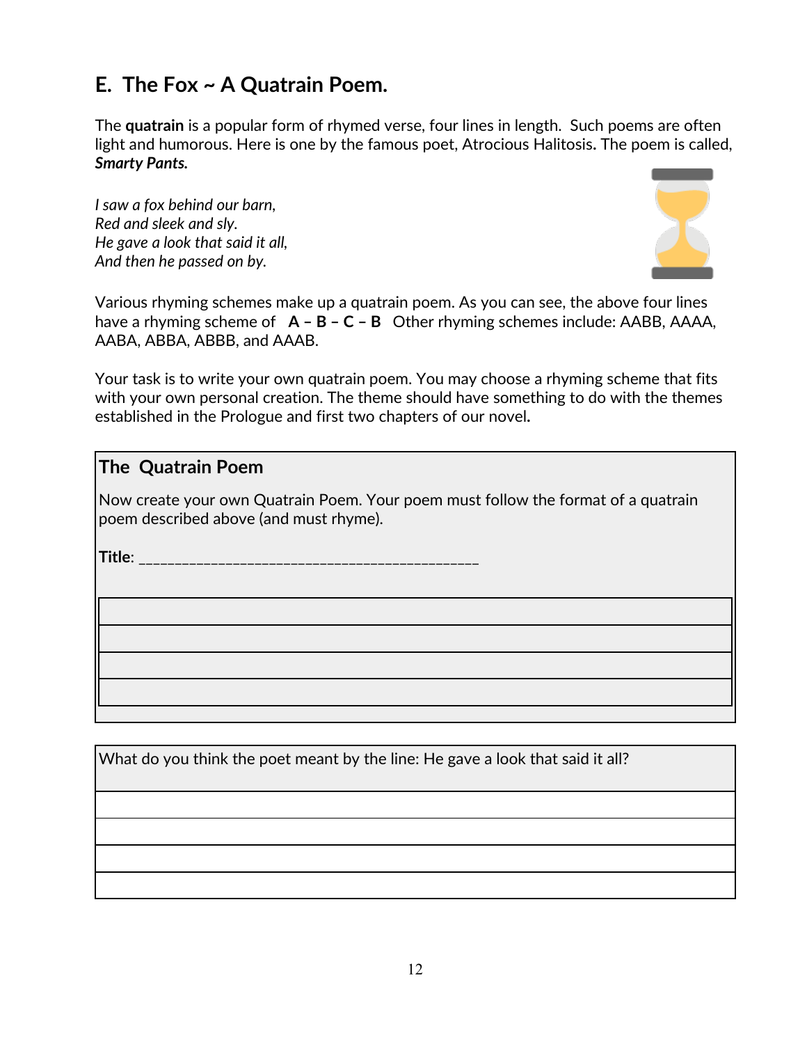## E. The Fox ~ A Quatrain Poem.

The **quatrain** is a popular form of rhymed verse, four lines in length. Such poems are often light and humorous. Here is one by the famous poet, Atrocious Halitosis**.** The poem is called, ***Smarty Pants.***

*I saw a fox behind our barn,*
*Red and sleek and sly.*
*He gave a look that said it all,*
*And then he passed on by.*

Various rhyming schemes make up a quatrain poem. As you can see, the above four lines have a rhyming scheme of **A – B – C – B** Other rhyming schemes include: AABB, AAAA, AABA, ABBA, ABBB, and AAAB.

Your task is to write your own quatrain poem. You may choose a rhyming scheme that fits with your own personal creation. The theme should have something to do with the themes established in the Prologue and first two chapters of our novel**.**

| **The Quatrain Poem** |
|---|
| Now create your own Quatrain Poem. Your poem must follow the format of a quatrain poem described above (and must rhyme). |
| **Title**: _______________________________________________ |
| |
| |
| |
| |

| What do you think the poet meant by the line: He gave a look that said it all? |
|---|
| |
| |
| |
| |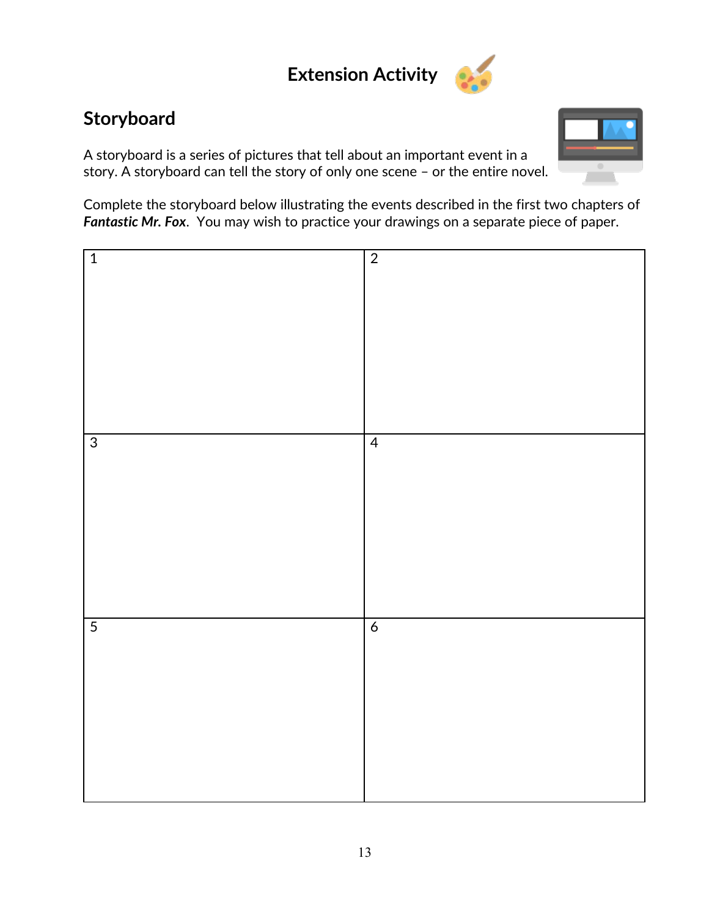# Extension Activity

## Storyboard

A storyboard is a series of pictures that tell about an important event in a story. A storyboard can tell the story of only one scene – or the entire novel.

Complete the storyboard below illustrating the events described in the first two chapters of ***Fantastic Mr. Fox***. You may wish to practice your drawings on a separate piece of paper.

| | |
|---|---|
| 1 | 2 |
| 3 | 4 |
| 5 | 6 |